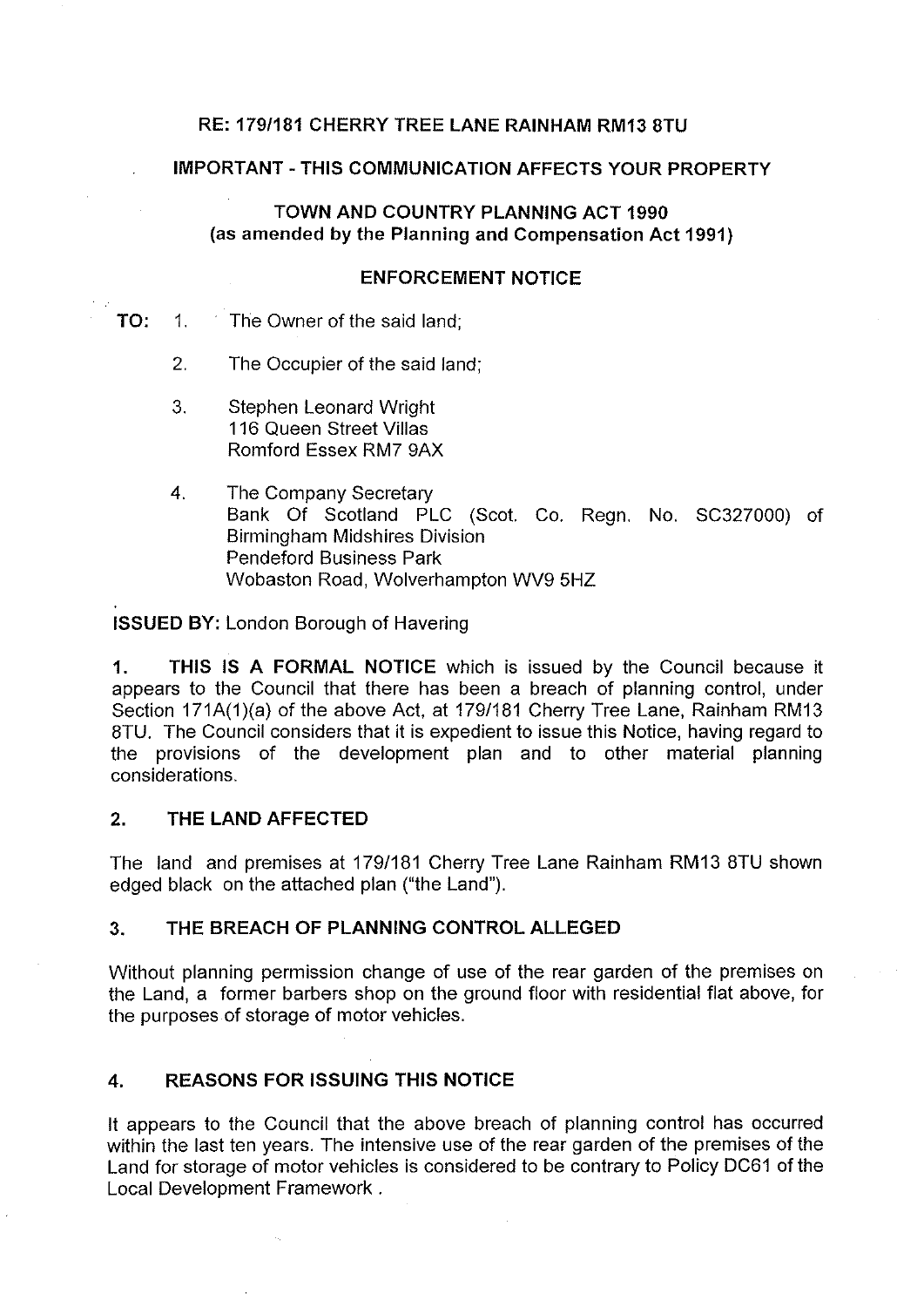**RE: 179/181 CHERRY TREE LANE RAINHAM RM13 8TU**

**IMPORTANT - THIS COMMUNICATION AFFECTS YOUR PROPERTY**

**TOWN AND COUNTRY PLANNING ACT 1990**
**(as amended by the Planning and Compensation Act 1991)**

**ENFORCEMENT NOTICE**

**TO:**

1. The Owner of the said land;
2. The Occupier of the said land;
3. Stephen Leonard Wright
   116 Queen Street Villas
   Romford Essex RM7 9AX
4. The Company Secretary
   Bank Of Scotland PLC (Scot. Co. Regn. No. SC327000) of
   Birmingham Midshires Division
   Pendeford Business Park
   Wobaston Road, Wolverhampton WV9 5HZ

**ISSUED BY:** London Borough of Havering

**1. THIS IS A FORMAL NOTICE** which is issued by the Council because it appears to the Council that there has been a breach of planning control, under Section 171A(1)(a) of the above Act, at 179/181 Cherry Tree Lane, Rainham RM13 8TU. The Council considers that it is expedient to issue this Notice, having regard to the provisions of the development plan and to other material planning considerations.

## 2. THE LAND AFFECTED

The land and premises at 179/181 Cherry Tree Lane Rainham RM13 8TU shown edged black on the attached plan ("the Land").

## 3. THE BREACH OF PLANNING CONTROL ALLEGED

Without planning permission change of use of the rear garden of the premises on the Land, a former barbers shop on the ground floor with residential flat above, for the purposes of storage of motor vehicles.

## 4. REASONS FOR ISSUING THIS NOTICE

It appears to the Council that the above breach of planning control has occurred within the last ten years. The intensive use of the rear garden of the premises of the Land for storage of motor vehicles is considered to be contrary to Policy DC61 of the Local Development Framework .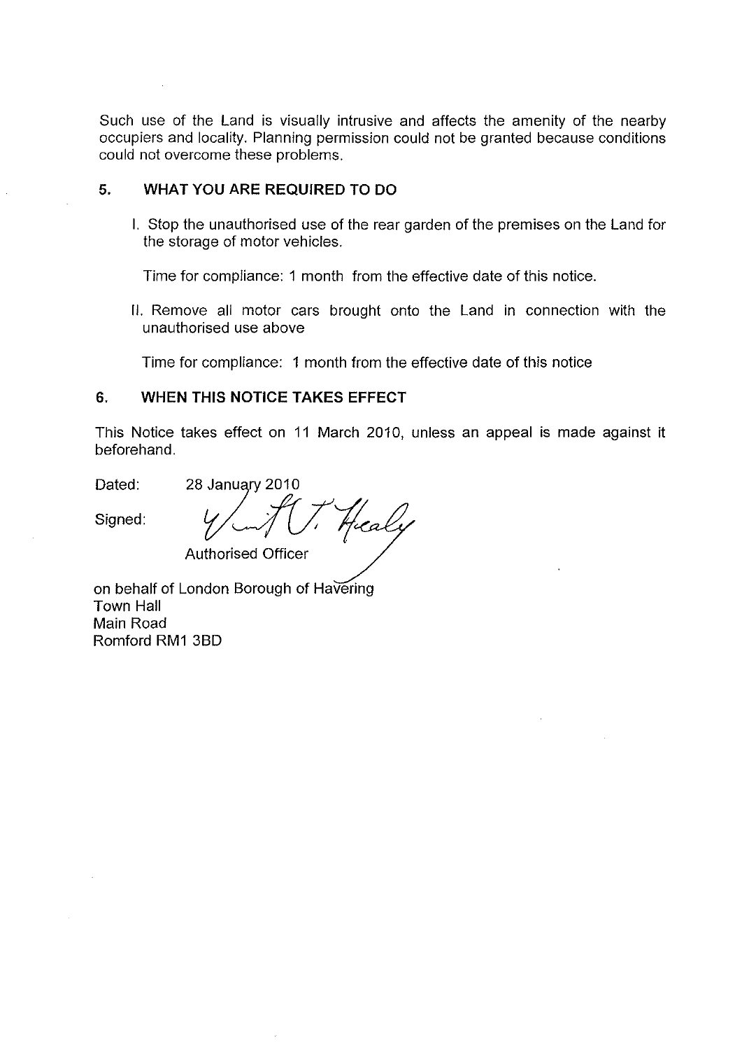Such use of the Land is visually intrusive and affects the amenity of the nearby occupiers and locality. Planning permission could not be granted because conditions could not overcome these problems.

## 5. WHAT YOU ARE REQUIRED TO DO

I. Stop the unauthorised use of the rear garden of the premises on the Land for the storage of motor vehicles.

Time for compliance: 1 month from the effective date of this notice.

II. Remove all motor cars brought onto the Land in connection with the unauthorised use above

Time for compliance: 1 month from the effective date of this notice

## 6. WHEN THIS NOTICE TAKES EFFECT

This Notice takes effect on 11 March 2010, unless an appeal is made against it beforehand.

Dated: 28 January 2010

Signed: *[signature]*

Authorised Officer

on behalf of London Borough of Havering
Town Hall
Main Road
Romford RM1 3BD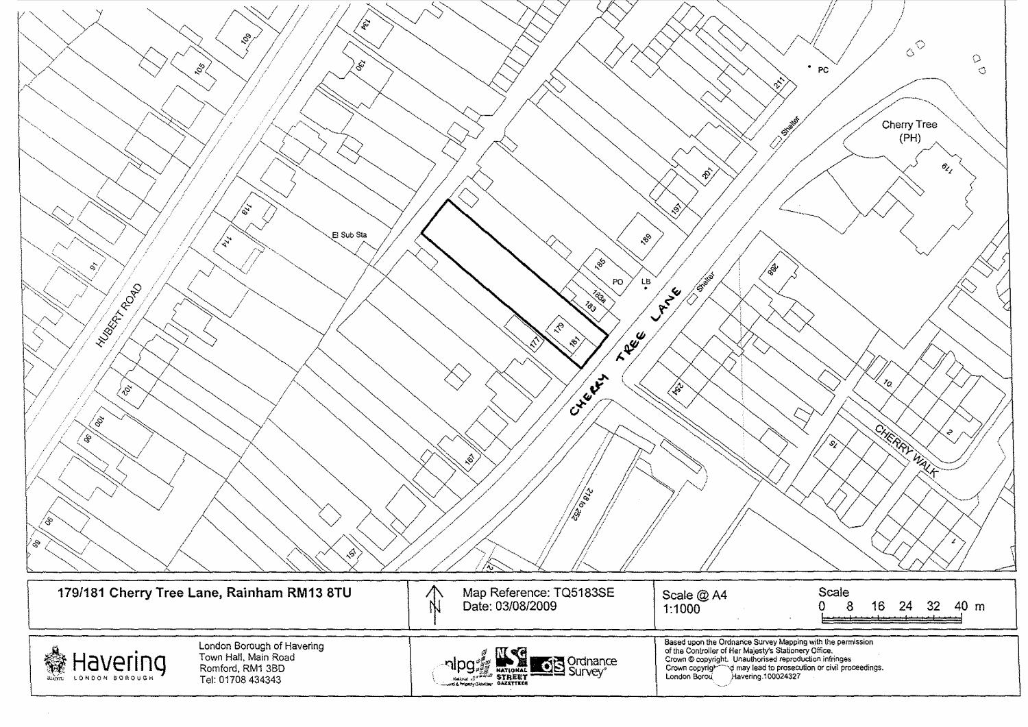| 179/181 Cherry Tree Lane, Rainham RM13 8TU | Map Reference: TQ5183SE<br>Date: 03/08/2009 | Scale @ A4<br>1:1000 | Scale<br>0 8 16 24 32 40 m |
|---|---|---|---|

| Havering LONDON BOROUGH | London Borough of Havering<br>Town Hall, Main Road<br>Romford, RM1 3BD<br>Tel: 01708 434343 | NLPG National Land & Property Gazetteer · NSG National Street Gazetteer · OS Ordnance Survey | Based upon the Ordnance Survey Mapping with the permission of the Controller of Her Majesty's Stationery Office.<br>Crown © copyright. Unauthorised reproduction infringes Crown copyright and may lead to prosecution or civil proceedings.<br>London Borough of Havering.100024327 |
|---|---|---|---|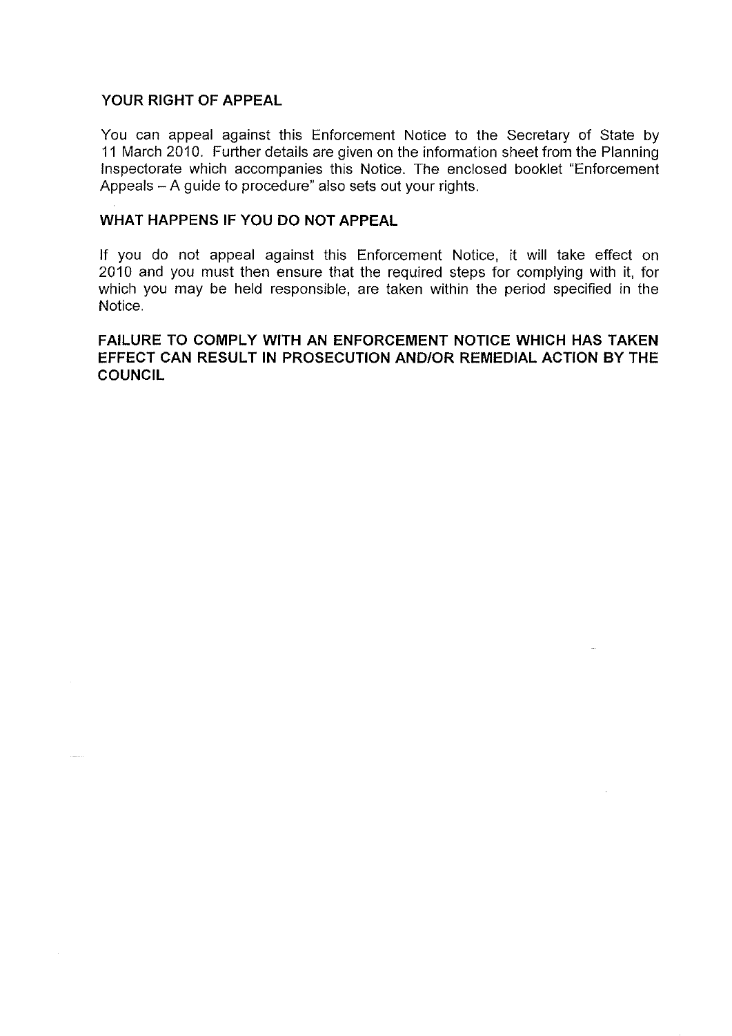## YOUR RIGHT OF APPEAL

You can appeal against this Enforcement Notice to the Secretary of State by 11 March 2010. Further details are given on the information sheet from the Planning Inspectorate which accompanies this Notice. The enclosed booklet "Enforcement Appeals – A guide to procedure" also sets out your rights.

## WHAT HAPPENS IF YOU DO NOT APPEAL

If you do not appeal against this Enforcement Notice, it will take effect on 2010 and you must then ensure that the required steps for complying with it, for which you may be held responsible, are taken within the period specified in the Notice.

**FAILURE TO COMPLY WITH AN ENFORCEMENT NOTICE WHICH HAS TAKEN EFFECT CAN RESULT IN PROSECUTION AND/OR REMEDIAL ACTION BY THE COUNCIL**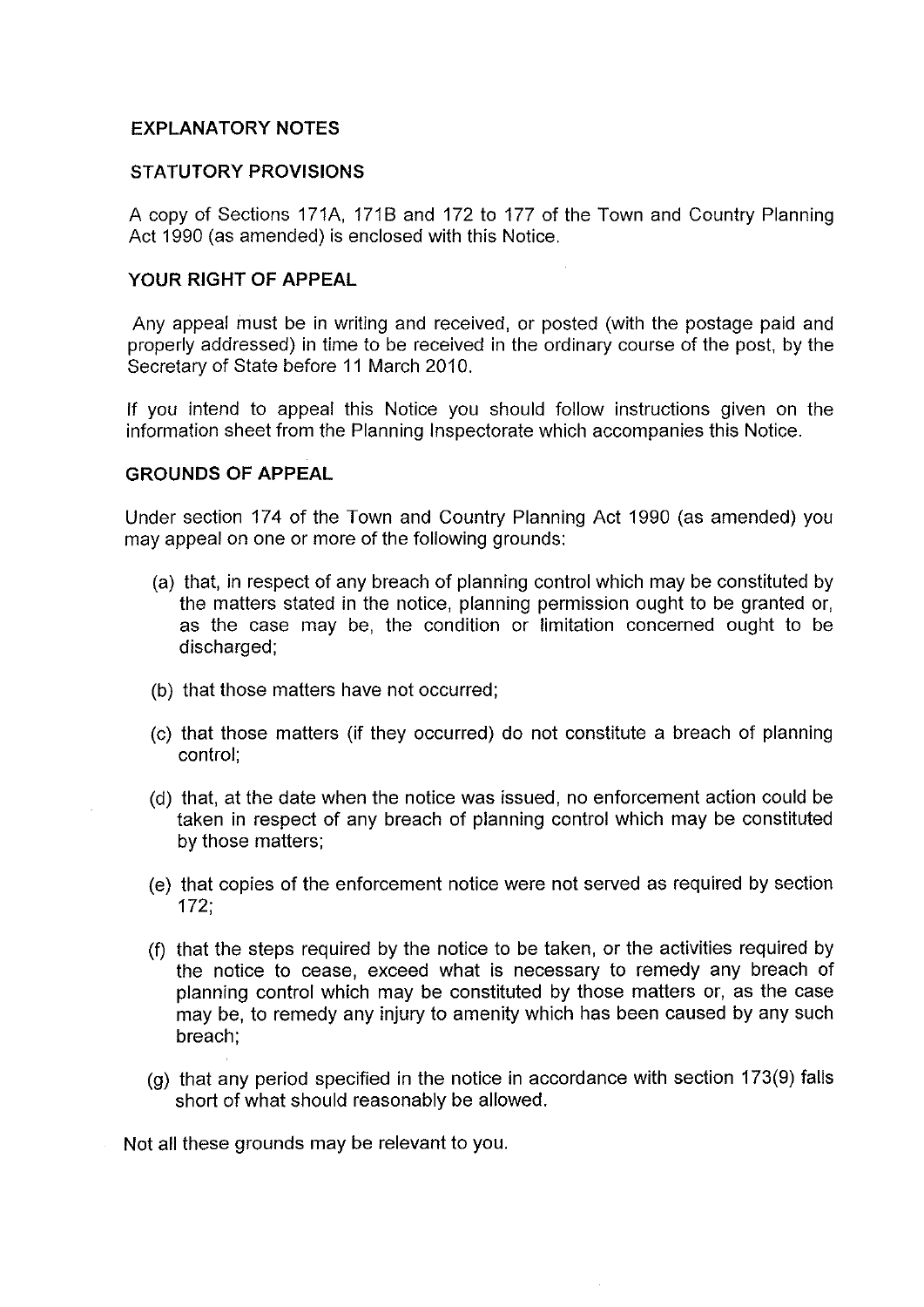## EXPLANATORY NOTES

### STATUTORY PROVISIONS

A copy of Sections 171A, 171B and 172 to 177 of the Town and Country Planning Act 1990 (as amended) is enclosed with this Notice.

### YOUR RIGHT OF APPEAL

Any appeal must be in writing and received, or posted (with the postage paid and properly addressed) in time to be received in the ordinary course of the post, by the Secretary of State before 11 March 2010.

If you intend to appeal this Notice you should follow instructions given on the information sheet from the Planning Inspectorate which accompanies this Notice.

### GROUNDS OF APPEAL

Under section 174 of the Town and Country Planning Act 1990 (as amended) you may appeal on one or more of the following grounds:

(a) that, in respect of any breach of planning control which may be constituted by the matters stated in the notice, planning permission ought to be granted or, as the case may be, the condition or limitation concerned ought to be discharged;

(b) that those matters have not occurred;

(c) that those matters (if they occurred) do not constitute a breach of planning control;

(d) that, at the date when the notice was issued, no enforcement action could be taken in respect of any breach of planning control which may be constituted by those matters;

(e) that copies of the enforcement notice were not served as required by section 172;

(f) that the steps required by the notice to be taken, or the activities required by the notice to cease, exceed what is necessary to remedy any breach of planning control which may be constituted by those matters or, as the case may be, to remedy any injury to amenity which has been caused by any such breach;

(g) that any period specified in the notice in accordance with section 173(9) falls short of what should reasonably be allowed.

Not all these grounds may be relevant to you.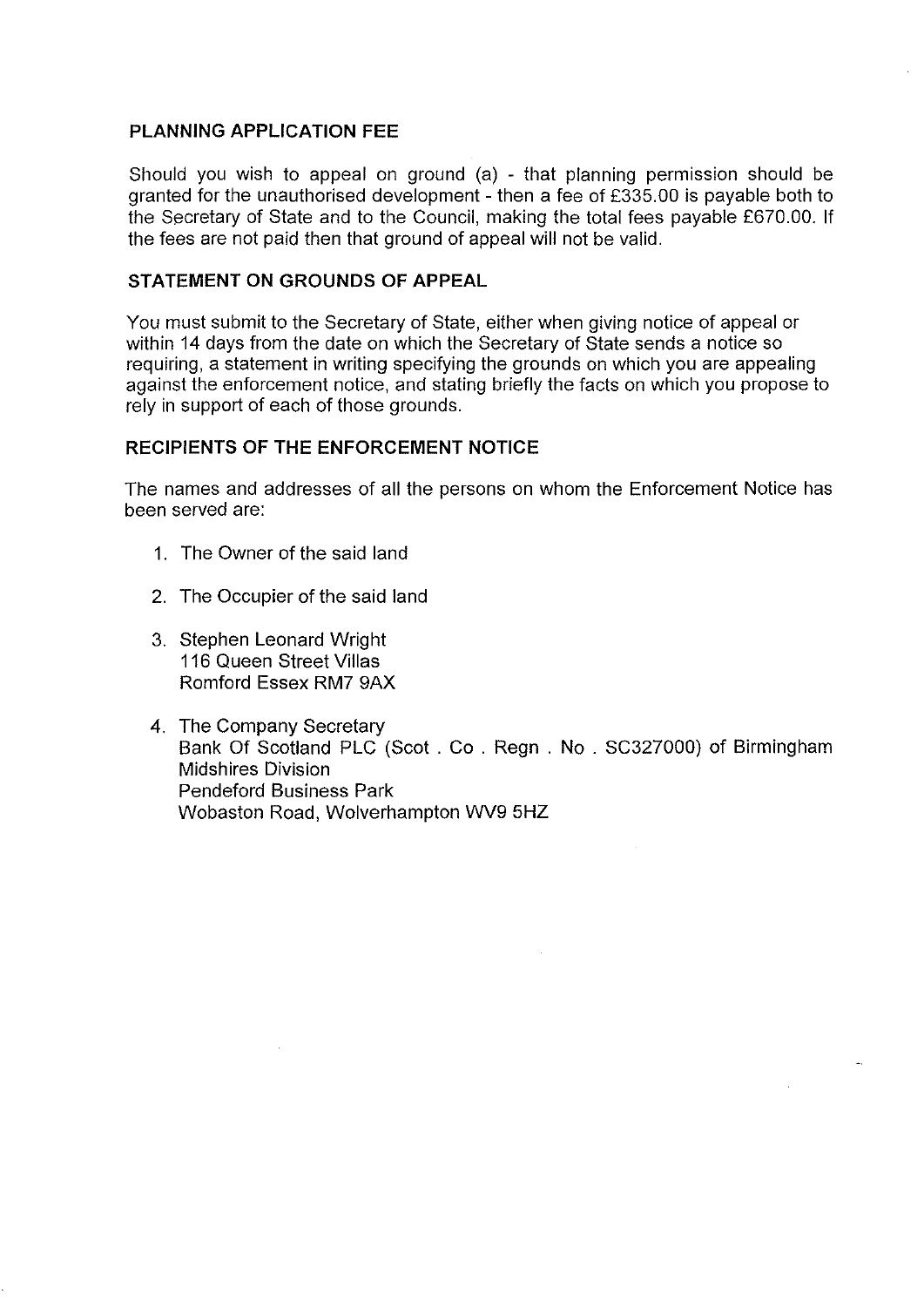## PLANNING APPLICATION FEE

Should you wish to appeal on ground (a) - that planning permission should be granted for the unauthorised development - then a fee of £335.00 is payable both to the Secretary of State and to the Council, making the total fees payable £670.00. If the fees are not paid then that ground of appeal will not be valid.

## STATEMENT ON GROUNDS OF APPEAL

You must submit to the Secretary of State, either when giving notice of appeal or within 14 days from the date on which the Secretary of State sends a notice so requiring, a statement in writing specifying the grounds on which you are appealing against the enforcement notice, and stating briefly the facts on which you propose to rely in support of each of those grounds.

## RECIPIENTS OF THE ENFORCEMENT NOTICE

The names and addresses of all the persons on whom the Enforcement Notice has been served are:

1. The Owner of the said land

2. The Occupier of the said land

3. Stephen Leonard Wright
   116 Queen Street Villas
   Romford Essex RM7 9AX

4. The Company Secretary
   Bank Of Scotland PLC (Scot . Co . Regn . No . SC327000) of Birmingham Midshires Division
   Pendeford Business Park
   Wobaston Road, Wolverhampton WV9 5HZ